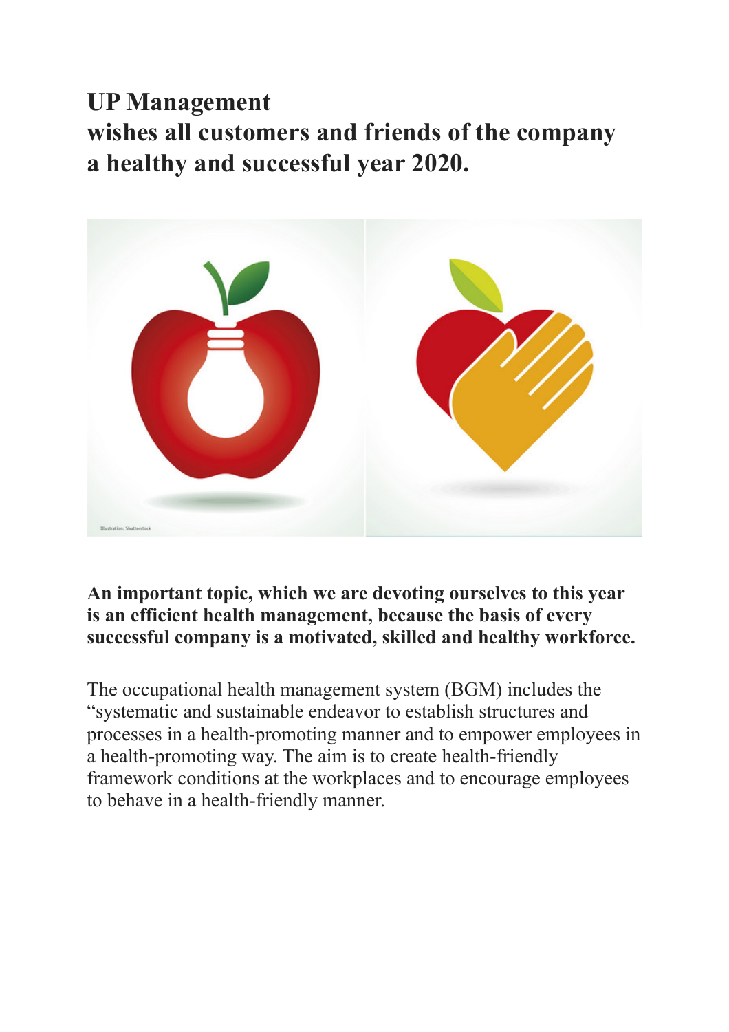# UP Management
## wishes all customers and friends of the company a healthy and successful year 2020.

Illustration: Shutterstock

**An important topic, which we are devoting ourselves to this year is an efficient health management, because the basis of every successful company is a motivated, skilled and healthy workforce.**

The occupational health management system (BGM) includes the "systematic and sustainable endeavor to establish structures and processes in a health-promoting manner and to empower employees in a health-promoting way. The aim is to create health-friendly framework conditions at the workplaces and to encourage employees to behave in a health-friendly manner.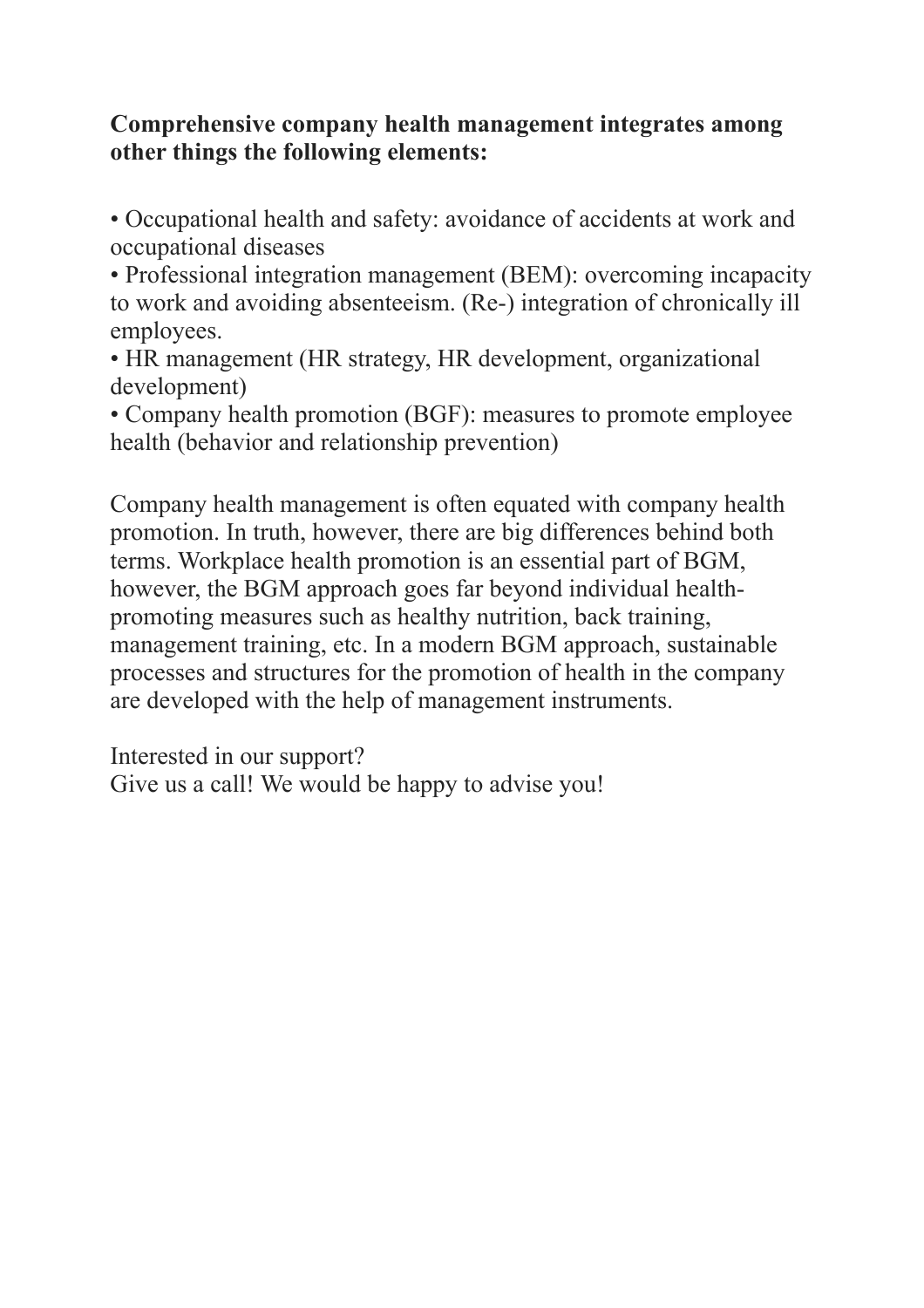**Comprehensive company health management integrates among other things the following elements:**

- Occupational health and safety: avoidance of accidents at work and occupational diseases
- Professional integration management (BEM): overcoming incapacity to work and avoiding absenteeism. (Re-) integration of chronically ill employees.
- HR management (HR strategy, HR development, organizational development)
- Company health promotion (BGF): measures to promote employee health (behavior and relationship prevention)

Company health management is often equated with company health promotion. In truth, however, there are big differences behind both terms. Workplace health promotion is an essential part of BGM, however, the BGM approach goes far beyond individual health-promoting measures such as healthy nutrition, back training, management training, etc. In a modern BGM approach, sustainable processes and structures for the promotion of health in the company are developed with the help of management instruments.

Interested in our support?
Give us a call! We would be happy to advise you!